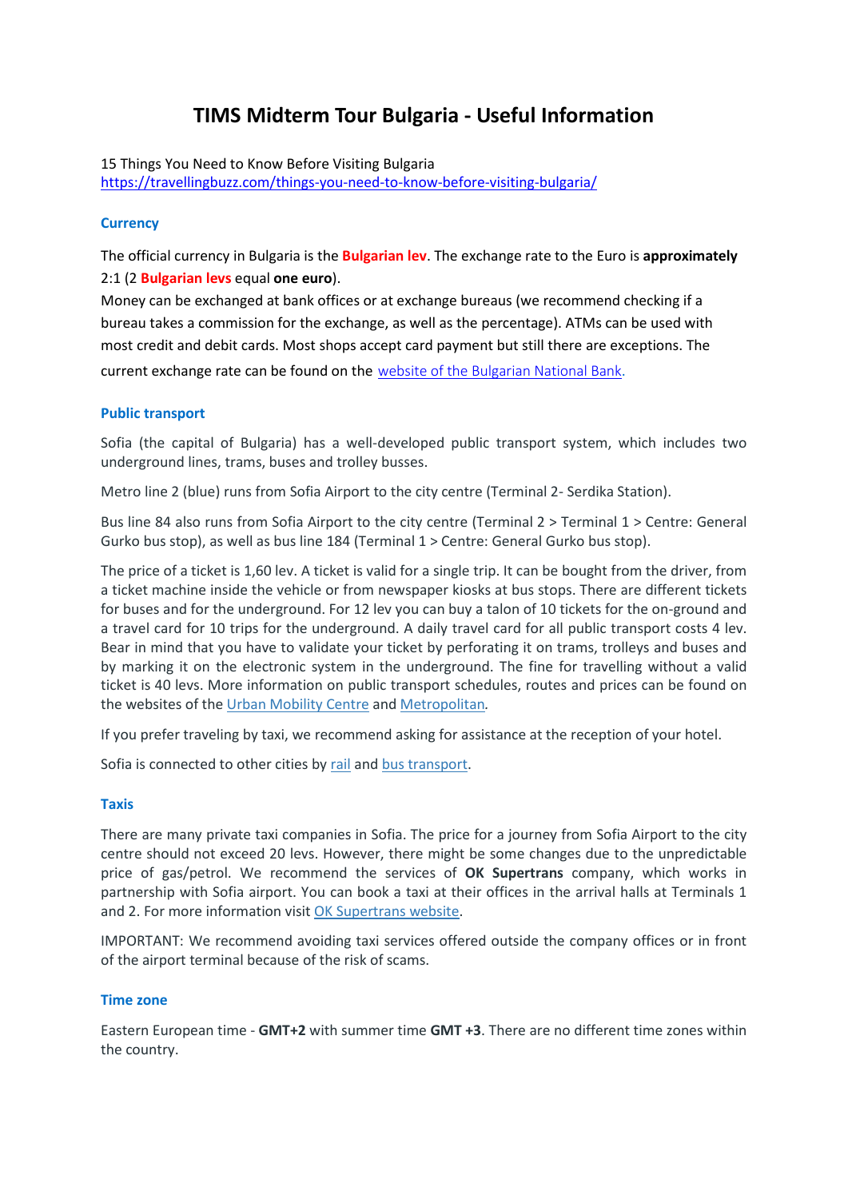# TIMS Midterm Tour Bulgaria - Useful Information

15 Things You Need to Know Before Visiting Bulgaria
https://travellingbuzz.com/things-you-need-to-know-before-visiting-bulgaria/

## Currency

The official currency in Bulgaria is the **Bulgarian lev**. The exchange rate to the Euro is **approximately** 2:1 (2 **Bulgarian levs** equal **one euro**).
Money can be exchanged at bank offices or at exchange bureaus (we recommend checking if a bureau takes a commission for the exchange, as well as the percentage). ATMs can be used with most credit and debit cards. Most shops accept card payment but still there are exceptions. The current exchange rate can be found on the website of the Bulgarian National Bank.

## Public transport

Sofia (the capital of Bulgaria) has a well-developed public transport system, which includes two underground lines, trams, buses and trolley busses.

Metro line 2 (blue) runs from Sofia Airport to the city centre (Terminal 2- Serdika Station).

Bus line 84 also runs from Sofia Airport to the city centre (Terminal 2 > Terminal 1 > Centre: General Gurko bus stop), as well as bus line 184 (Terminal 1 > Centre: General Gurko bus stop).

The price of a ticket is 1,60 lev. A ticket is valid for a single trip. It can be bought from the driver, from a ticket machine inside the vehicle or from newspaper kiosks at bus stops. There are different tickets for buses and for the underground. For 12 lev you can buy a talon of 10 tickets for the on-ground and a travel card for 10 trips for the underground. A daily travel card for all public transport costs 4 lev. Bear in mind that you have to validate your ticket by perforating it on trams, trolleys and buses and by marking it on the electronic system in the underground. The fine for travelling without a valid ticket is 40 levs. More information on public transport schedules, routes and prices can be found on the websites of the Urban Mobility Centre and Metropolitan.

If you prefer traveling by taxi, we recommend asking for assistance at the reception of your hotel.

Sofia is connected to other cities by rail and bus transport.

## Taxis

There are many private taxi companies in Sofia. The price for a journey from Sofia Airport to the city centre should not exceed 20 levs. However, there might be some changes due to the unpredictable price of gas/petrol. We recommend the services of **OK Supertrans** company, which works in partnership with Sofia airport. You can book a taxi at their offices in the arrival halls at Terminals 1 and 2. For more information visit OK Supertrans website.

IMPORTANT: We recommend avoiding taxi services offered outside the company offices or in front of the airport terminal because of the risk of scams.

## Time zone

Eastern European time - **GMT+2** with summer time **GMT +3**. There are no different time zones within the country.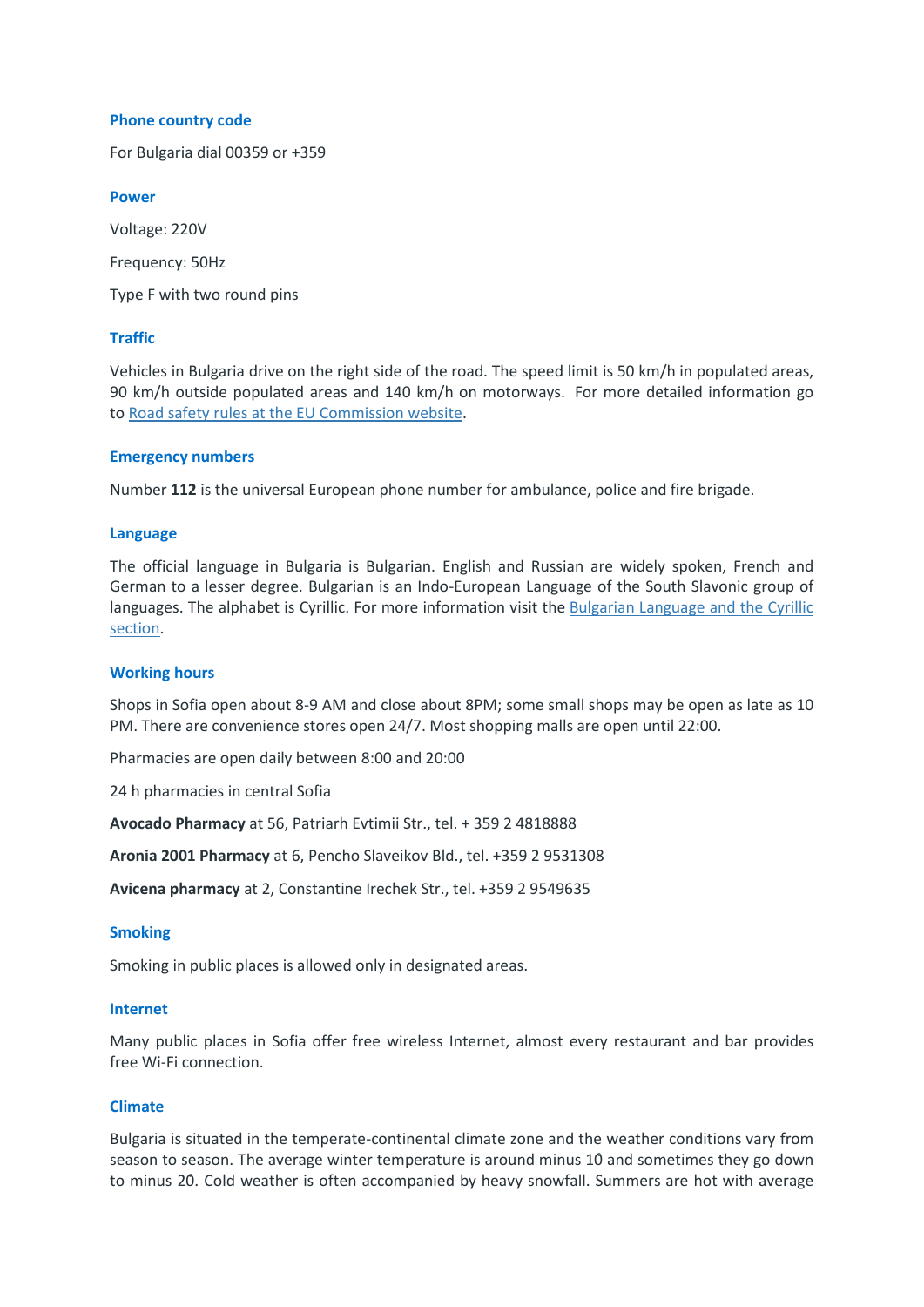### Phone country code

For Bulgaria dial 00359 or +359

### Power

Voltage: 220V

Frequency: 50Hz

Type F with two round pins

### Traffic

Vehicles in Bulgaria drive on the right side of the road. The speed limit is 50 km/h in populated areas, 90 km/h outside populated areas and 140 km/h on motorways. For more detailed information go to [Road safety rules at the EU Commission website](#).

### Emergency numbers

Number **112** is the universal European phone number for ambulance, police and fire brigade.

### Language

The official language in Bulgaria is Bulgarian. English and Russian are widely spoken, French and German to a lesser degree. Bulgarian is an Indo-European Language of the South Slavonic group of languages. The alphabet is Cyrillic. For more information visit the [Bulgarian Language and the Cyrillic section](#).

### Working hours

Shops in Sofia open about 8-9 AM and close about 8PM; some small shops may be open as late as 10 PM. There are convenience stores open 24/7. Most shopping malls are open until 22:00.

Pharmacies are open daily between 8:00 and 20:00

24 h pharmacies in central Sofia

**Avocado Pharmacy** at 56, Patriarh Evtimii Str., tel. + 359 2 4818888

**Aronia 2001 Pharmacy** at 6, Pencho Slaveikov Bld., tel. +359 2 9531308

**Avicena pharmacy** at 2, Constantine Irechek Str., tel. +359 2 9549635

### Smoking

Smoking in public places is allowed only in designated areas.

### Internet

Many public places in Sofia offer free wireless Internet, almost every restaurant and bar provides free Wi-Fi connection.

### Climate

Bulgaria is situated in the temperate-continental climate zone and the weather conditions vary from season to season. The average winter temperature is around minus 10 and sometimes they go down to minus 20. Cold weather is often accompanied by heavy snowfall. Summers are hot with average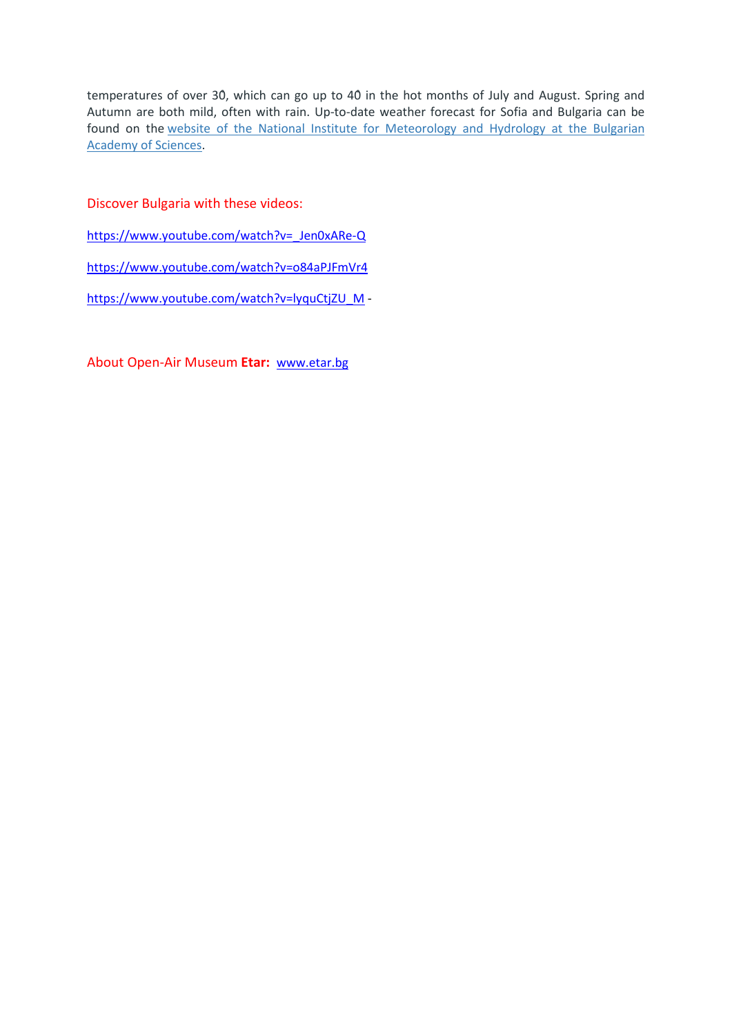temperatures of over 30, which can go up to 40 in the hot months of July and August. Spring and Autumn are both mild, often with rain. Up-to-date weather forecast for Sofia and Bulgaria can be found on the website of the National Institute for Meteorology and Hydrology at the Bulgarian Academy of Sciences.

## Discover Bulgaria with these videos:

https://www.youtube.com/watch?v=_Jen0xARe-Q

https://www.youtube.com/watch?v=o84aPJFmVr4

https://www.youtube.com/watch?v=lyquCtjZU_M -

## About Open-Air Museum **Etar:** www.etar.bg